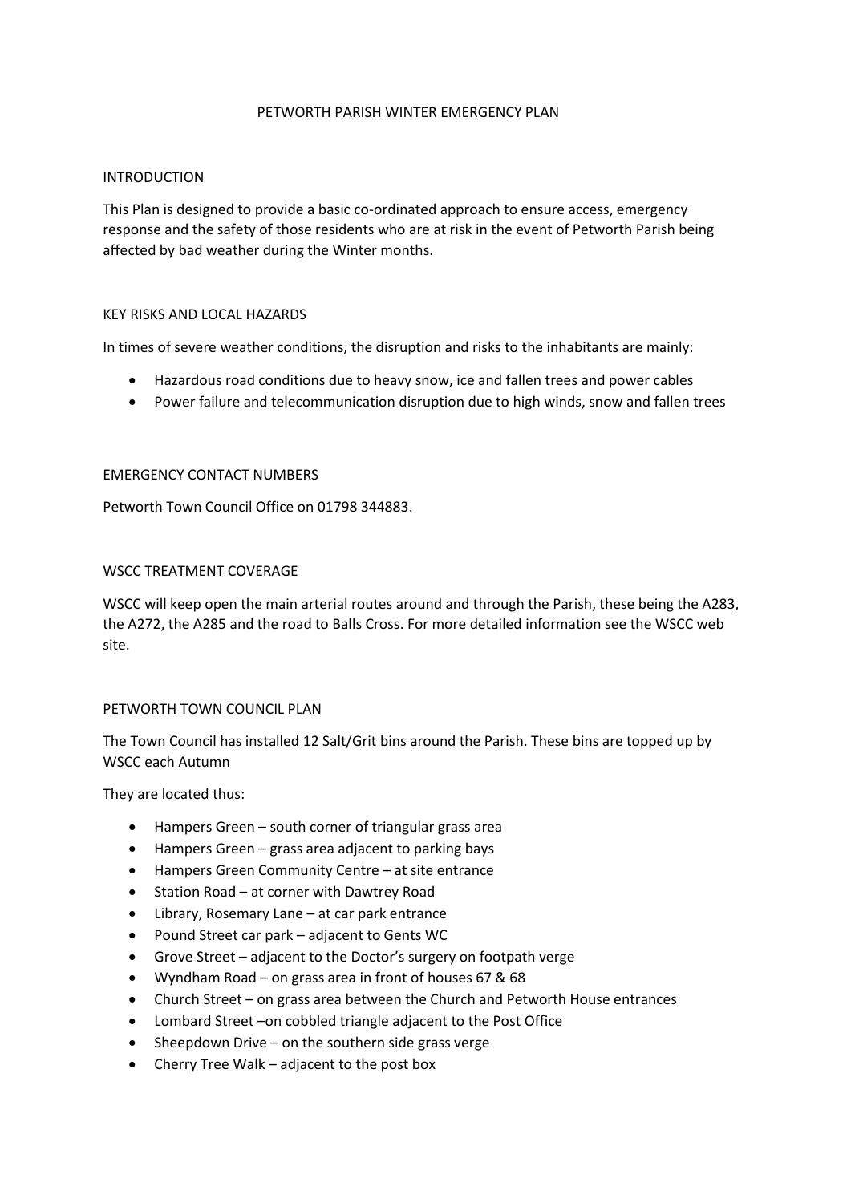# PETWORTH PARISH WINTER EMERGENCY PLAN

## INTRODUCTION

This Plan is designed to provide a basic co-ordinated approach to ensure access, emergency response and the safety of those residents who are at risk in the event of Petworth Parish being affected by bad weather during the Winter months.

## KEY RISKS AND LOCAL HAZARDS

In times of severe weather conditions, the disruption and risks to the inhabitants are mainly:

- Hazardous road conditions due to heavy snow, ice and fallen trees and power cables
- Power failure and telecommunication disruption due to high winds, snow and fallen trees

## EMERGENCY CONTACT NUMBERS

Petworth Town Council Office on 01798 344883.

## WSCC TREATMENT COVERAGE

WSCC will keep open the main arterial routes around and through the Parish, these being the A283, the A272, the A285 and the road to Balls Cross. For more detailed information see the WSCC web site.

## PETWORTH TOWN COUNCIL PLAN

The Town Council has installed 12 Salt/Grit bins around the Parish. These bins are topped up by WSCC each Autumn

They are located thus:

- Hampers Green – south corner of triangular grass area
- Hampers Green – grass area adjacent to parking bays
- Hampers Green Community Centre – at site entrance
- Station Road – at corner with Dawtrey Road
- Library, Rosemary Lane – at car park entrance
- Pound Street car park – adjacent to Gents WC
- Grove Street – adjacent to the Doctor's surgery on footpath verge
- Wyndham Road – on grass area in front of houses 67 & 68
- Church Street – on grass area between the Church and Petworth House entrances
- Lombard Street –on cobbled triangle adjacent to the Post Office
- Sheepdown Drive – on the southern side grass verge
- Cherry Tree Walk – adjacent to the post box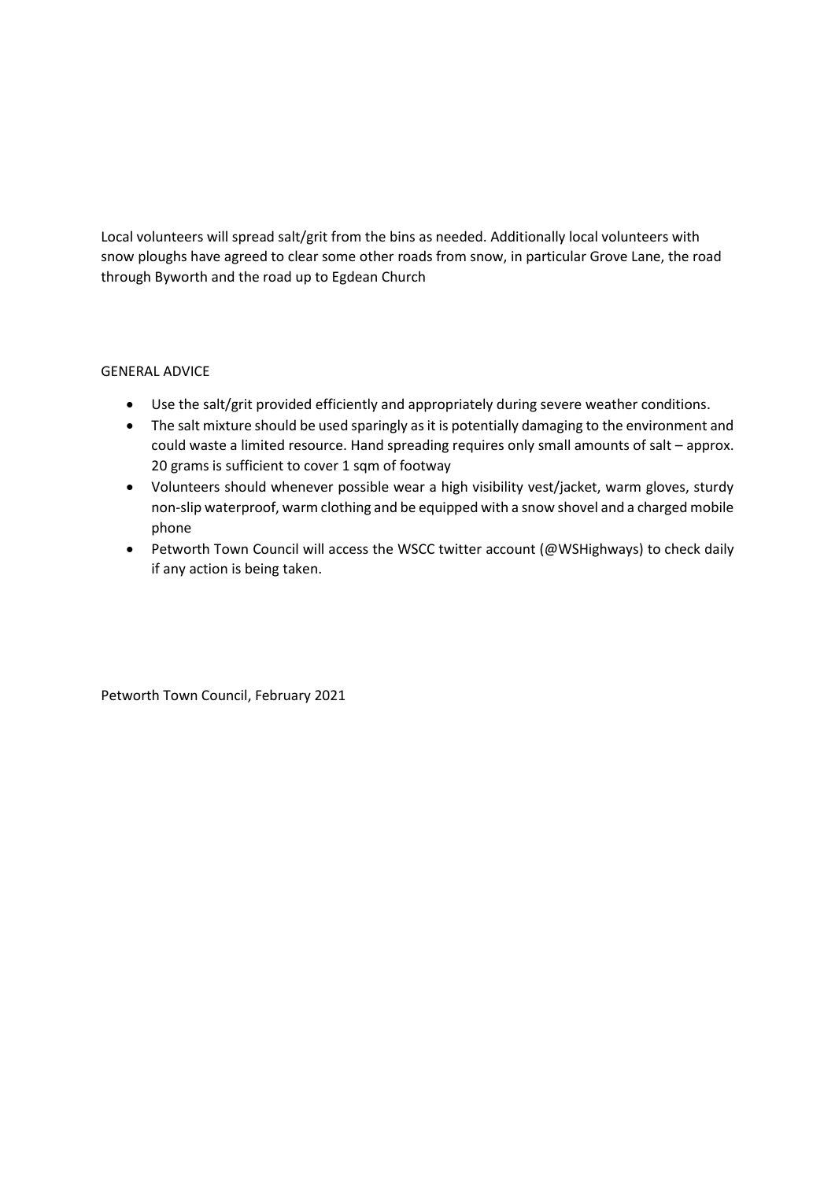Local volunteers will spread salt/grit from the bins as needed. Additionally local volunteers with snow ploughs have agreed to clear some other roads from snow, in particular Grove Lane, the road through Byworth and the road up to Egdean Church

GENERAL ADVICE

- Use the salt/grit provided efficiently and appropriately during severe weather conditions.
- The salt mixture should be used sparingly as it is potentially damaging to the environment and could waste a limited resource. Hand spreading requires only small amounts of salt – approx. 20 grams is sufficient to cover 1 sqm of footway
- Volunteers should whenever possible wear a high visibility vest/jacket, warm gloves, sturdy non-slip waterproof, warm clothing and be equipped with a snow shovel and a charged mobile phone
- Petworth Town Council will access the WSCC twitter account (@WSHighways) to check daily if any action is being taken.

Petworth Town Council, February 2021